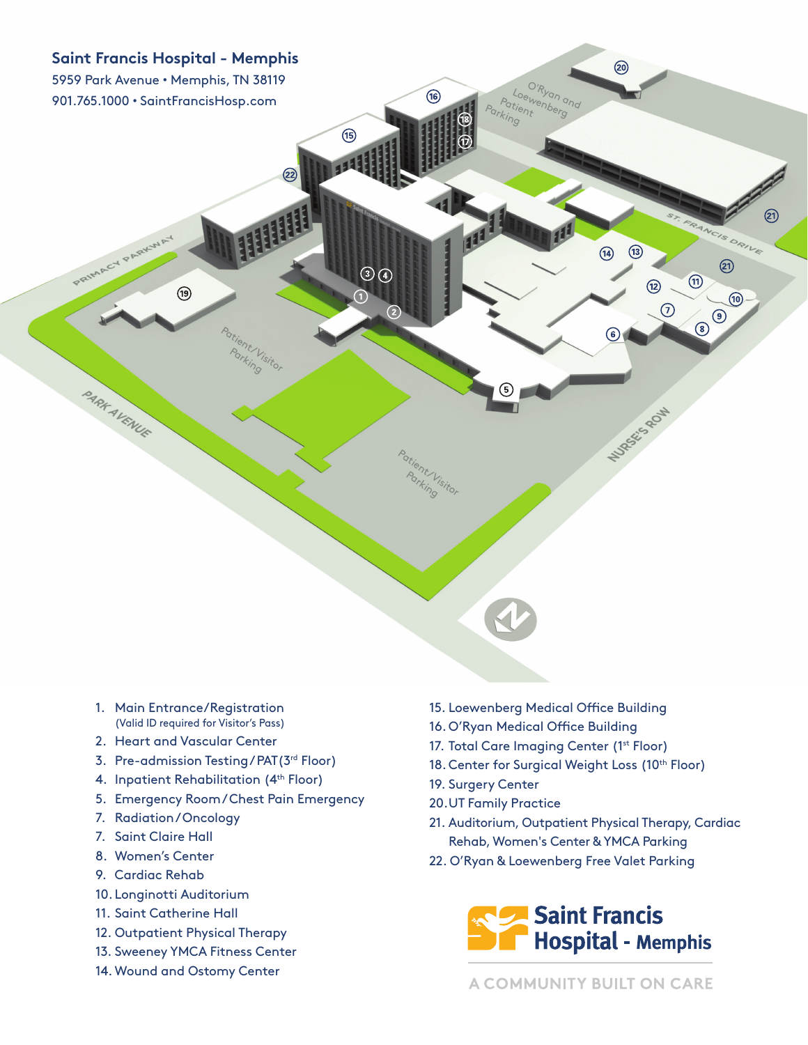# Saint Francis Hospital - Memphis

5959 Park Avenue • Memphis, TN 38119

901.765.1000 • SaintFrancisHosp.com

O'Ryan and Loewenberg Patient Parking

PRIMACY PARKWAY

ST. FRANCIS DRIVE

Patient/Visitor Parking

PARK AVENUE

Patient/Visitor Parking

NURSE'S ROW

1. Main Entrance/Registration
   (Valid ID required for Visitor's Pass)
2. Heart and Vascular Center
3. Pre-admission Testing/PAT (3rd Floor)
4. Inpatient Rehabilitation (4th Floor)
5. Emergency Room/Chest Pain Emergency
7. Radiation/Oncology
7. Saint Claire Hall
8. Women's Center
9. Cardiac Rehab
10. Longinotti Auditorium
11. Saint Catherine Hall
12. Outpatient Physical Therapy
13. Sweeney YMCA Fitness Center
14. Wound and Ostomy Center
15. Loewenberg Medical Office Building
16. O'Ryan Medical Office Building
17. Total Care Imaging Center (1st Floor)
18. Center for Surgical Weight Loss (10th Floor)
19. Surgery Center
20. UT Family Practice
21. Auditorium, Outpatient Physical Therapy, Cardiac Rehab, Women's Center & YMCA Parking
22. O'Ryan & Loewenberg Free Valet Parking

**Saint Francis Hospital - Memphis**

A COMMUNITY BUILT ON CARE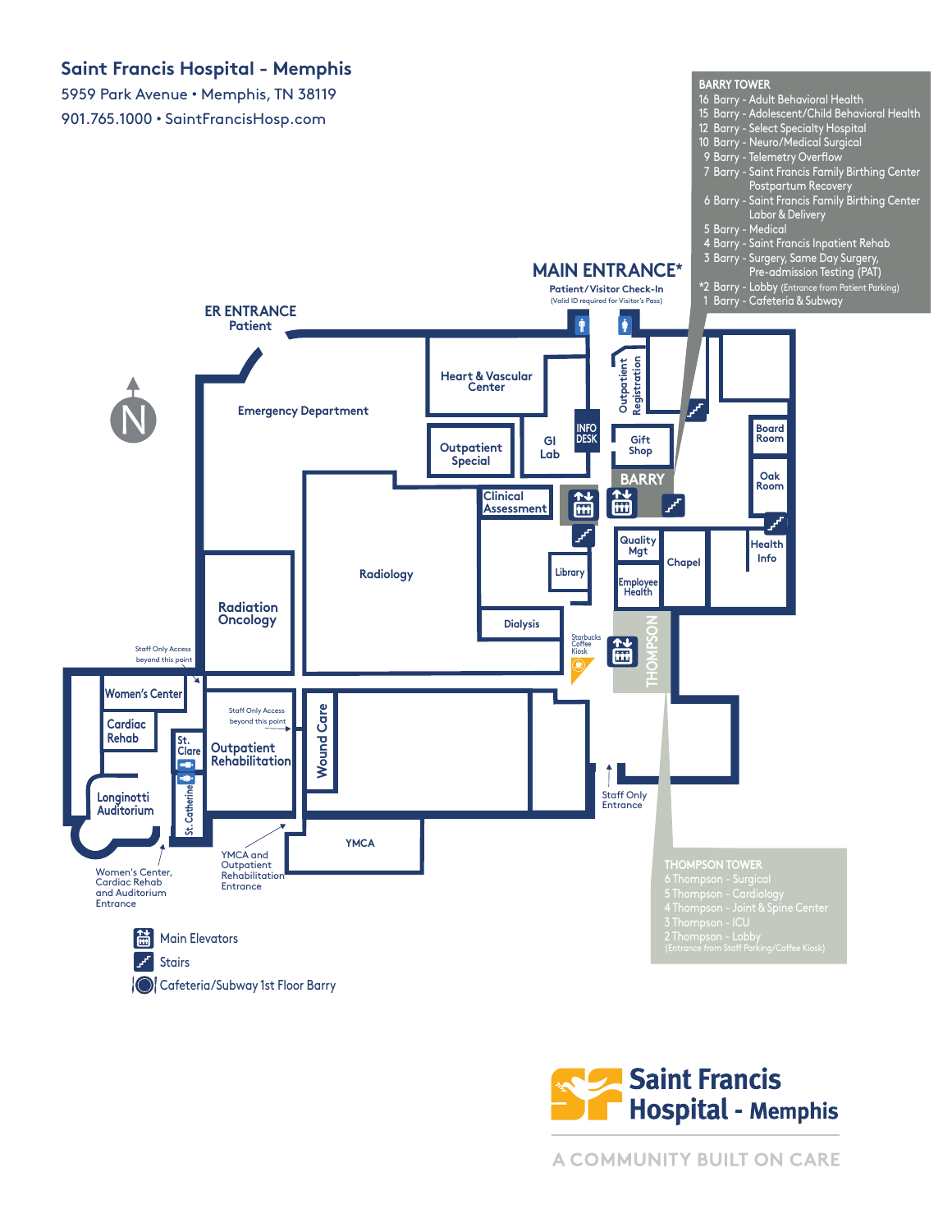# Saint Francis Hospital - Memphis

5959 Park Avenue • Memphis, TN 38119

901.765.1000 • SaintFrancisHosp.com

## BARRY TOWER

- 16 Barry - Adult Behavioral Health
- 15 Barry - Adolescent/Child Behavioral Health
- 12 Barry - Select Specialty Hospital
- 10 Barry - Neuro/Medical Surgical
- 9 Barry - Telemetry Overflow
- 7 Barry - Saint Francis Family Birthing Center Postpartum Recovery
- 6 Barry - Saint Francis Family Birthing Center Labor & Delivery
- 5 Barry - Medical
- 4 Barry - Saint Francis Inpatient Rehab
- 3 Barry - Surgery, Same Day Surgery, Pre-admission Testing (PAT)
- *2 Barry - Lobby (Entrance from Patient Parking)
- 1 Barry - Cafeteria & Subway

## MAIN ENTRANCE*

Patient/Visitor Check-In

(Valid ID required for Visitor's Pass)

## ER ENTRANCE

Patient

Emergency Department

Heart & Vascular Center

Outpatient Registration

INFO DESK

Outpatient Special

GI Lab

Gift Shop

Board Room

Oak Room

BARRY

Clinical Assessment

Radiology

Radiation Oncology

Library

Quality Mgt

Employee Health

Chapel

Health Info

Dialysis

Starbucks Coffee Kiosk

THOMPSON

Staff Only Access beyond this point

Women's Center

Cardiac Rehab

St. Clare

St. Catherine

Staff Only Access beyond this point

Outpatient Rehabilitation

Wound Care

Longinotti Auditorium

YMCA

Staff Only Entrance

Women's Center, Cardiac Rehab and Auditorium Entrance

YMCA and Outpatient Rehabilitation Entrance

## THOMPSON TOWER

- 6 Thompson - Surgical
- 5 Thompson - Cardiology
- 4 Thompson - Joint & Spine Center
- 3 Thompson - ICU
- 2 Thompson - Lobby (Entrance from Staff Parking/Coffee Kiosk)

Main Elevators

Stairs

Cafeteria/Subway 1st Floor Barry

**Saint Francis Hospital - Memphis**

A COMMUNITY BUILT ON CARE